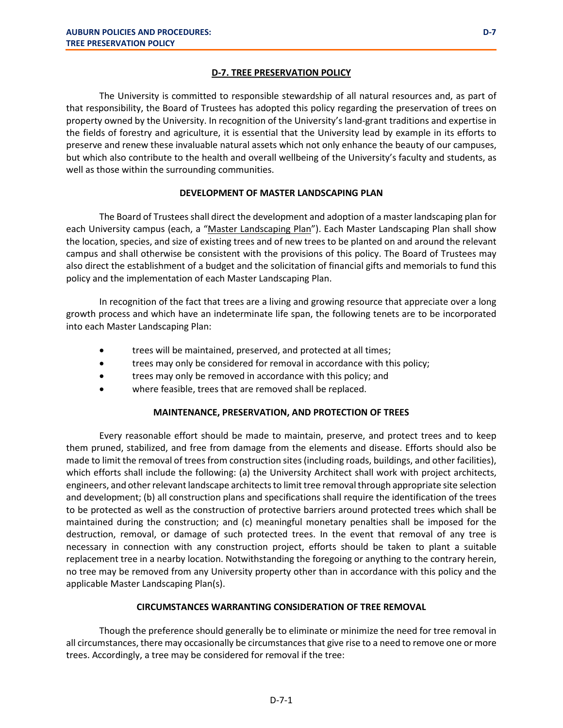# D-7. TREE PRESERVATION POLICY

The University is committed to responsible stewardship of all natural resources and, as part of that responsibility, the Board of Trustees has adopted this policy regarding the preservation of trees on property owned by the University. In recognition of the University's land-grant traditions and expertise in the fields of forestry and agriculture, it is essential that the University lead by example in its efforts to preserve and renew these invaluable natural assets which not only enhance the beauty of our campuses, but which also contribute to the health and overall wellbeing of the University's faculty and students, as well as those within the surrounding communities.

## DEVELOPMENT OF MASTER LANDSCAPING PLAN

The Board of Trustees shall direct the development and adoption of a master landscaping plan for each University campus (each, a "Master Landscaping Plan"). Each Master Landscaping Plan shall show the location, species, and size of existing trees and of new trees to be planted on and around the relevant campus and shall otherwise be consistent with the provisions of this policy. The Board of Trustees may also direct the establishment of a budget and the solicitation of financial gifts and memorials to fund this policy and the implementation of each Master Landscaping Plan.

In recognition of the fact that trees are a living and growing resource that appreciate over a long growth process and which have an indeterminate life span, the following tenets are to be incorporated into each Master Landscaping Plan:

- trees will be maintained, preserved, and protected at all times;
- trees may only be considered for removal in accordance with this policy;
- trees may only be removed in accordance with this policy; and
- where feasible, trees that are removed shall be replaced.

## MAINTENANCE, PRESERVATION, AND PROTECTION OF TREES

Every reasonable effort should be made to maintain, preserve, and protect trees and to keep them pruned, stabilized, and free from damage from the elements and disease. Efforts should also be made to limit the removal of trees from construction sites (including roads, buildings, and other facilities), which efforts shall include the following: (a) the University Architect shall work with project architects, engineers, and other relevant landscape architects to limit tree removal through appropriate site selection and development; (b) all construction plans and specifications shall require the identification of the trees to be protected as well as the construction of protective barriers around protected trees which shall be maintained during the construction; and (c) meaningful monetary penalties shall be imposed for the destruction, removal, or damage of such protected trees. In the event that removal of any tree is necessary in connection with any construction project, efforts should be taken to plant a suitable replacement tree in a nearby location. Notwithstanding the foregoing or anything to the contrary herein, no tree may be removed from any University property other than in accordance with this policy and the applicable Master Landscaping Plan(s).

## CIRCUMSTANCES WARRANTING CONSIDERATION OF TREE REMOVAL

Though the preference should generally be to eliminate or minimize the need for tree removal in all circumstances, there may occasionally be circumstances that give rise to a need to remove one or more trees. Accordingly, a tree may be considered for removal if the tree: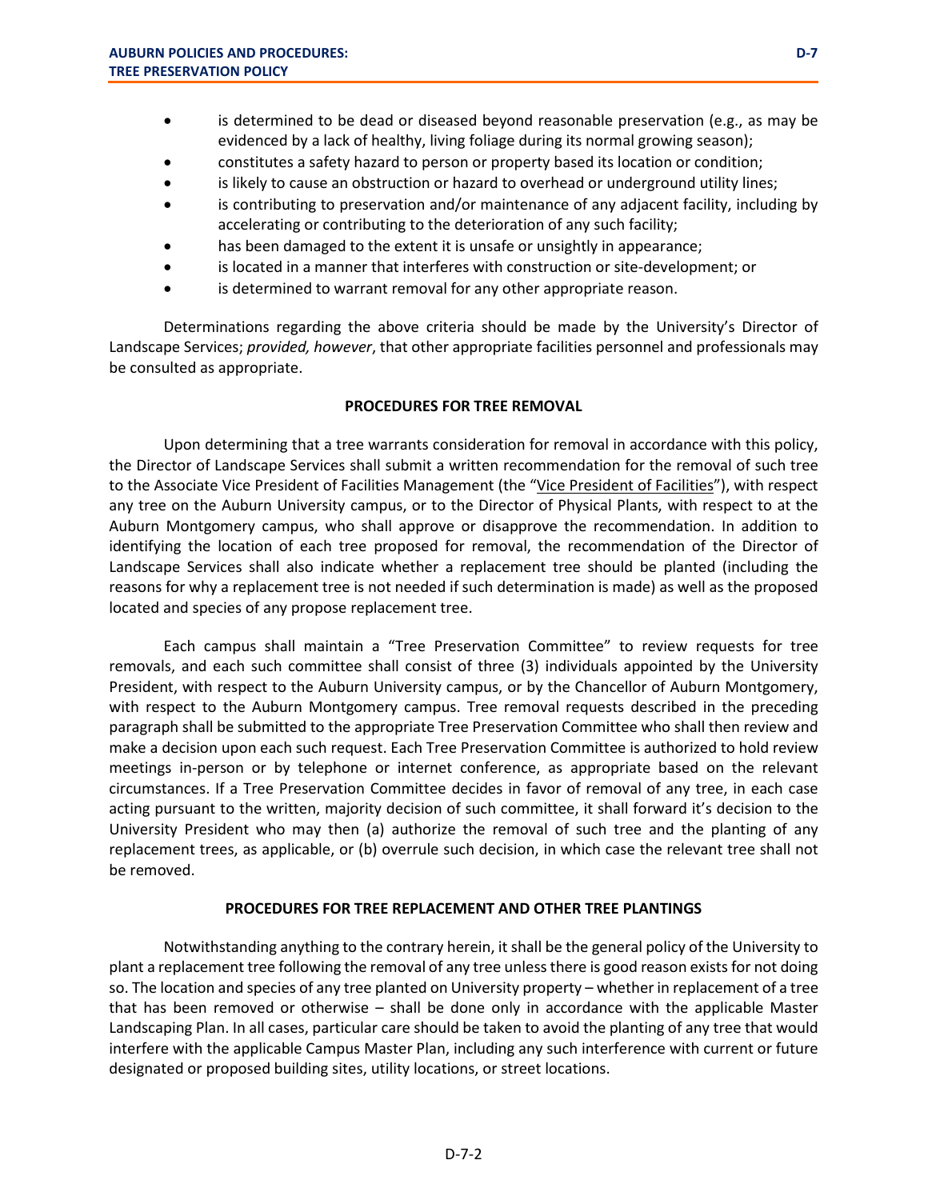- is determined to be dead or diseased beyond reasonable preservation (e.g., as may be evidenced by a lack of healthy, living foliage during its normal growing season);
- constitutes a safety hazard to person or property based its location or condition;
- is likely to cause an obstruction or hazard to overhead or underground utility lines;
- is contributing to preservation and/or maintenance of any adjacent facility, including by accelerating or contributing to the deterioration of any such facility;
- has been damaged to the extent it is unsafe or unsightly in appearance;
- is located in a manner that interferes with construction or site-development; or
- is determined to warrant removal for any other appropriate reason.

Determinations regarding the above criteria should be made by the University's Director of Landscape Services; *provided, however*, that other appropriate facilities personnel and professionals may be consulted as appropriate.

**PROCEDURES FOR TREE REMOVAL**

Upon determining that a tree warrants consideration for removal in accordance with this policy, the Director of Landscape Services shall submit a written recommendation for the removal of such tree to the Associate Vice President of Facilities Management (the "Vice President of Facilities"), with respect any tree on the Auburn University campus, or to the Director of Physical Plants, with respect to at the Auburn Montgomery campus, who shall approve or disapprove the recommendation. In addition to identifying the location of each tree proposed for removal, the recommendation of the Director of Landscape Services shall also indicate whether a replacement tree should be planted (including the reasons for why a replacement tree is not needed if such determination is made) as well as the proposed located and species of any propose replacement tree.

Each campus shall maintain a "Tree Preservation Committee" to review requests for tree removals, and each such committee shall consist of three (3) individuals appointed by the University President, with respect to the Auburn University campus, or by the Chancellor of Auburn Montgomery, with respect to the Auburn Montgomery campus. Tree removal requests described in the preceding paragraph shall be submitted to the appropriate Tree Preservation Committee who shall then review and make a decision upon each such request. Each Tree Preservation Committee is authorized to hold review meetings in-person or by telephone or internet conference, as appropriate based on the relevant circumstances. If a Tree Preservation Committee decides in favor of removal of any tree, in each case acting pursuant to the written, majority decision of such committee, it shall forward it's decision to the University President who may then (a) authorize the removal of such tree and the planting of any replacement trees, as applicable, or (b) overrule such decision, in which case the relevant tree shall not be removed.

**PROCEDURES FOR TREE REPLACEMENT AND OTHER TREE PLANTINGS**

Notwithstanding anything to the contrary herein, it shall be the general policy of the University to plant a replacement tree following the removal of any tree unless there is good reason exists for not doing so. The location and species of any tree planted on University property – whether in replacement of a tree that has been removed or otherwise – shall be done only in accordance with the applicable Master Landscaping Plan. In all cases, particular care should be taken to avoid the planting of any tree that would interfere with the applicable Campus Master Plan, including any such interference with current or future designated or proposed building sites, utility locations, or street locations.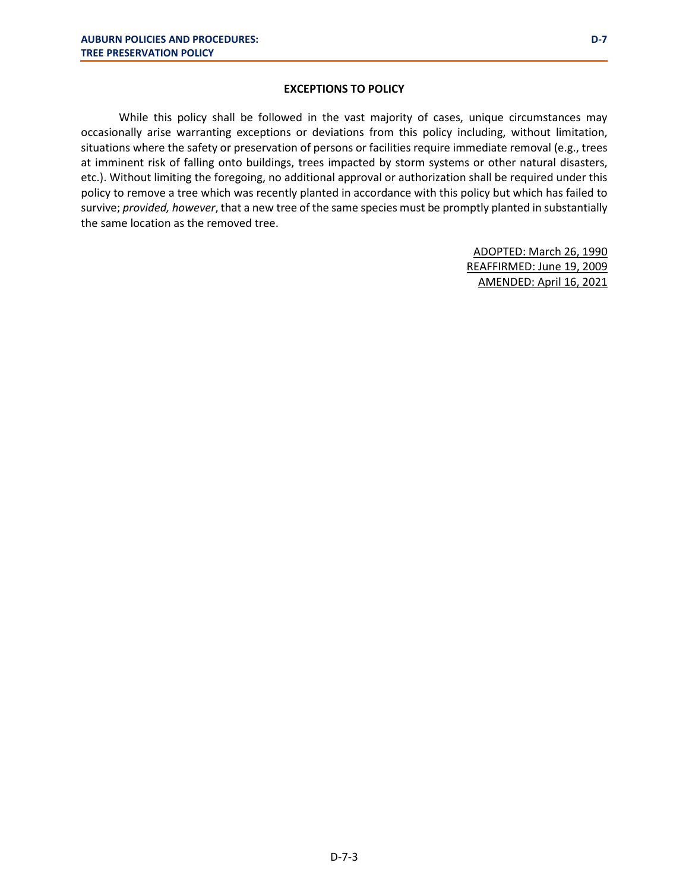## EXCEPTIONS TO POLICY

While this policy shall be followed in the vast majority of cases, unique circumstances may occasionally arise warranting exceptions or deviations from this policy including, without limitation, situations where the safety or preservation of persons or facilities require immediate removal (e.g., trees at imminent risk of falling onto buildings, trees impacted by storm systems or other natural disasters, etc.). Without limiting the foregoing, no additional approval or authorization shall be required under this policy to remove a tree which was recently planted in accordance with this policy but which has failed to survive; *provided, however*, that a new tree of the same species must be promptly planted in substantially the same location as the removed tree.

ADOPTED: March 26, 1990
REAFFIRMED: June 19, 2009
AMENDED: April 16, 2021